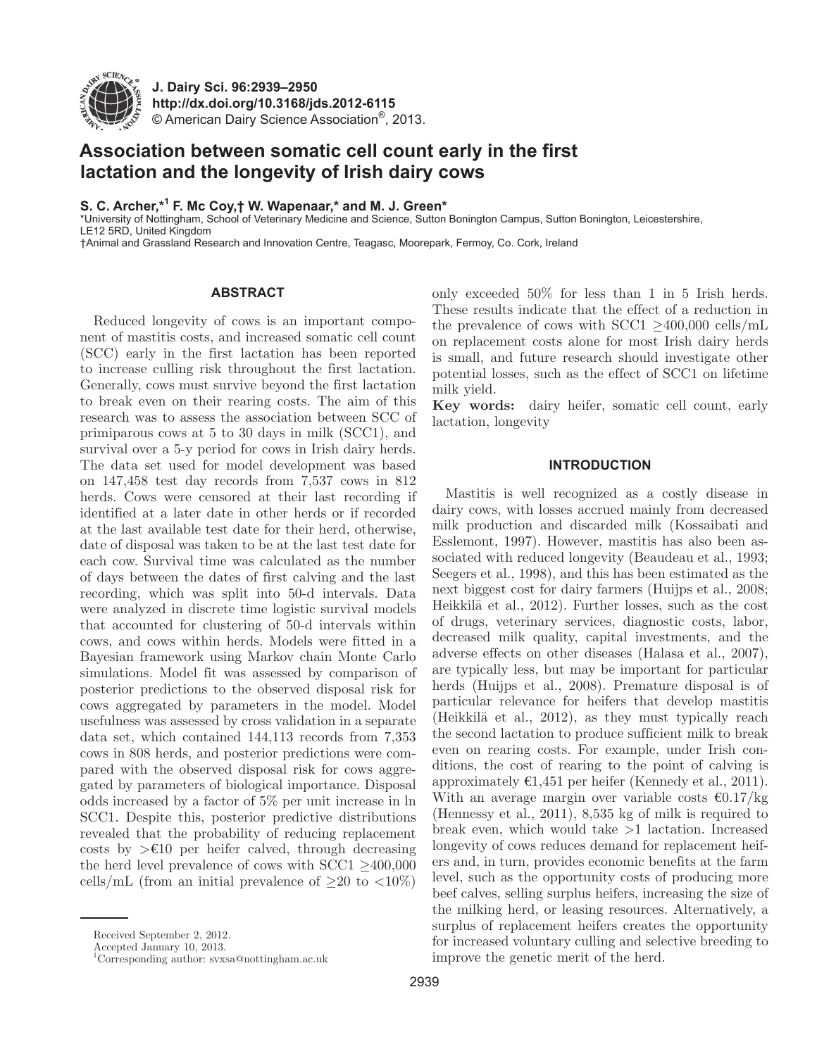J. Dairy Sci. 96:2939–2950
http://dx.doi.org/10.3168/jds.2012-6115
© American Dairy Science Association®, 2013.

# Association between somatic cell count early in the first lactation and the longevity of Irish dairy cows

**S. C. Archer,*[1] F. Mc Coy,† W. Wapenaar,* and M. J. Green***

*University of Nottingham, School of Veterinary Medicine and Science, Sutton Bonington Campus, Sutton Bonington, Leicestershire, LE12 5RD, United Kingdom
†Animal and Grassland Research and Innovation Centre, Teagasc, Moorepark, Fermoy, Co. Cork, Ireland

## ABSTRACT

Reduced longevity of cows is an important component of mastitis costs, and increased somatic cell count (SCC) early in the first lactation has been reported to increase culling risk throughout the first lactation. Generally, cows must survive beyond the first lactation to break even on their rearing costs. The aim of this research was to assess the association between SCC of primiparous cows at 5 to 30 days in milk (SCC1), and survival over a 5-y period for cows in Irish dairy herds. The data set used for model development was based on 147,458 test day records from 7,537 cows in 812 herds. Cows were censored at their last recording if identified at a later date in other herds or if recorded at the last available test date for their herd, otherwise, date of disposal was taken to be at the last test date for each cow. Survival time was calculated as the number of days between the dates of first calving and the last recording, which was split into 50-d intervals. Data were analyzed in discrete time logistic survival models that accounted for clustering of 50-d intervals within cows, and cows within herds. Models were fitted in a Bayesian framework using Markov chain Monte Carlo simulations. Model fit was assessed by comparison of posterior predictions to the observed disposal risk for cows aggregated by parameters in the model. Model usefulness was assessed by cross validation in a separate data set, which contained 144,113 records from 7,353 cows in 808 herds, and posterior predictions were compared with the observed disposal risk for cows aggregated by parameters of biological importance. Disposal odds increased by a factor of 5% per unit increase in ln SCC1. Despite this, posterior predictive distributions revealed that the probability of reducing replacement costs by >€10 per heifer calved, through decreasing the herd level prevalence of cows with SCC1 ≥400,000 cells/mL (from an initial prevalence of ≥20 to <10%) only exceeded 50% for less than 1 in 5 Irish herds. These results indicate that the effect of a reduction in the prevalence of cows with SCC1 ≥400,000 cells/mL on replacement costs alone for most Irish dairy herds is small, and future research should investigate other potential losses, such as the effect of SCC1 on lifetime milk yield.

**Key words:** dairy heifer, somatic cell count, early lactation, longevity

## INTRODUCTION

Mastitis is well recognized as a costly disease in dairy cows, with losses accrued mainly from decreased milk production and discarded milk (Kossaibati and Esslemont, 1997). However, mastitis has also been associated with reduced longevity (Beaudeau et al., 1993; Seegers et al., 1998), and this has been estimated as the next biggest cost for dairy farmers (Huijps et al., 2008; Heikkilä et al., 2012). Further losses, such as the cost of drugs, veterinary services, diagnostic costs, labor, decreased milk quality, capital investments, and the adverse effects on other diseases (Halasa et al., 2007), are typically less, but may be important for particular herds (Huijps et al., 2008). Premature disposal is of particular relevance for heifers that develop mastitis (Heikkilä et al., 2012), as they must typically reach the second lactation to produce sufficient milk to break even on rearing costs. For example, under Irish conditions, the cost of rearing to the point of calving is approximately €1,451 per heifer (Kennedy et al., 2011). With an average margin over variable costs €0.17/kg (Hennessy et al., 2011), 8,535 kg of milk is required to break even, which would take >1 lactation. Increased longevity of cows reduces demand for replacement heifers and, in turn, provides economic benefits at the farm level, such as the opportunity costs of producing more beef calves, selling surplus heifers, increasing the size of the milking herd, or leasing resources. Alternatively, a surplus of replacement heifers creates the opportunity for increased voluntary culling and selective breeding to improve the genetic merit of the herd.

Received September 2, 2012.
Accepted January 10, 2013.
[1]Corresponding author: svxsa@nottingham.ac.uk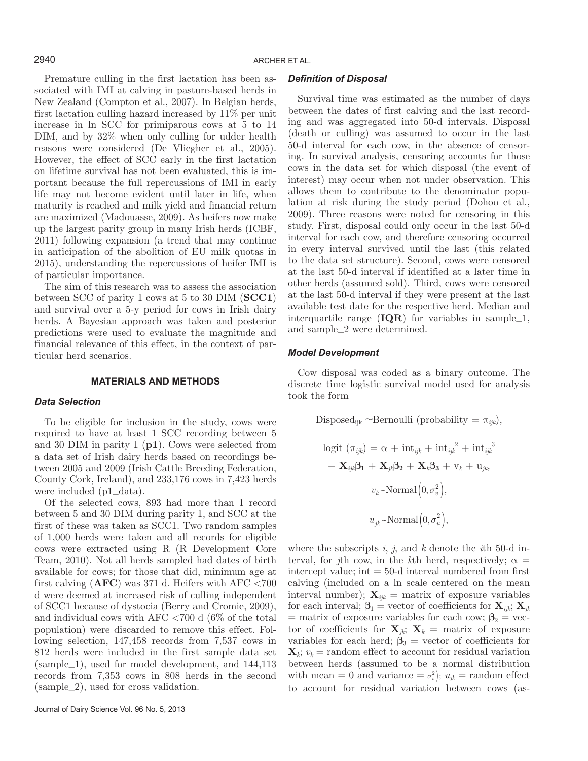Premature culling in the first lactation has been associated with IMI at calving in pasture-based herds in New Zealand (Compton et al., 2007). In Belgian herds, first lactation culling hazard increased by 11% per unit increase in ln SCC for primiparous cows at 5 to 14 DIM, and by 32% when only culling for udder health reasons were considered (De Vliegher et al., 2005). However, the effect of SCC early in the first lactation on lifetime survival has not been evaluated, this is important because the full repercussions of IMI in early life may not become evident until later in life, when maturity is reached and milk yield and financial return are maximized (Madouasse, 2009). As heifers now make up the largest parity group in many Irish herds (ICBF, 2011) following expansion (a trend that may continue in anticipation of the abolition of EU milk quotas in 2015), understanding the repercussions of heifer IMI is of particular importance.

The aim of this research was to assess the association between SCC of parity 1 cows at 5 to 30 DIM (**SCC1**) and survival over a 5-y period for cows in Irish dairy herds. A Bayesian approach was taken and posterior predictions were used to evaluate the magnitude and financial relevance of this effect, in the context of particular herd scenarios.

## MATERIALS AND METHODS

### *Data Selection*

To be eligible for inclusion in the study, cows were required to have at least 1 SCC recording between 5 and 30 DIM in parity 1 (**p1**). Cows were selected from a data set of Irish dairy herds based on recordings between 2005 and 2009 (Irish Cattle Breeding Federation, County Cork, Ireland), and 233,176 cows in 7,423 herds were included (p1_data).

Of the selected cows, 893 had more than 1 record between 5 and 30 DIM during parity 1, and SCC at the first of these was taken as SCC1. Two random samples of 1,000 herds were taken and all records for eligible cows were extracted using R (R Development Core Team, 2010). Not all herds sampled had dates of birth available for cows; for those that did, minimum age at first calving (**AFC**) was 371 d. Heifers with AFC <700 d were deemed at increased risk of culling independent of SCC1 because of dystocia (Berry and Cromie, 2009), and individual cows with AFC <700 d (6% of the total population) were discarded to remove this effect. Following selection, 147,458 records from 7,537 cows in 812 herds were included in the first sample data set (sample_1), used for model development, and 144,113 records from 7,353 cows in 808 herds in the second (sample_2), used for cross validation.

### *Definition of Disposal*

Survival time was estimated as the number of days between the dates of first calving and the last recording and was aggregated into 50-d intervals. Disposal (death or culling) was assumed to occur in the last 50-d interval for each cow, in the absence of censoring. In survival analysis, censoring accounts for those cows in the data set for which disposal (the event of interest) may occur when not under observation. This allows them to contribute to the denominator population at risk during the study period (Dohoo et al., 2009). Three reasons were noted for censoring in this study. First, disposal could only occur in the last 50-d interval for each cow, and therefore censoring occurred in every interval survived until the last (this related to the data set structure). Second, cows were censored at the last 50-d interval if identified at a later time in other herds (assumed sold). Third, cows were censored at the last 50-d interval if they were present at the last available test date for the respective herd. Median and interquartile range (**IQR**) for variables in sample_1, and sample_2 were determined.

### *Model Development*

Cow disposal was coded as a binary outcome. The discrete time logistic survival model used for analysis took the form

$$\text{Disposed}_{ijk} \sim \text{Bernoulli (probability} = \pi_{ijk}),$$

$$\text{logit }(\pi_{ijk}) = \alpha + \text{int}_{ijk} + \text{int}_{ijk}^{2} + \text{int}_{ijk}^{3} + \mathbf{X}_{ijk}\boldsymbol{\beta}_{\mathbf{1}} + \mathbf{X}_{jk}\boldsymbol{\beta}_{\mathbf{2}} + \mathbf{X}_{k}\boldsymbol{\beta}_{\mathbf{3}} + v_k + u_{jk},$$

$$v_k \sim \text{Normal}\left(0, \sigma_v^2\right),$$

$$u_{jk} \sim \text{Normal}\left(0, \sigma_u^2\right),$$

where the subscripts $i$, $j$, and $k$ denote the $i$th 50-d interval, for $j$th cow, in the $k$th herd, respectively; $\alpha$ = intercept value; int = 50-d interval numbered from first calving (included on a ln scale centered on the mean interval number); $\mathbf{X}_{ijk}$ = matrix of exposure variables for each interval; $\boldsymbol{\beta}_1$ = vector of coefficients for $\mathbf{X}_{ijk}$; $\mathbf{X}_{jk}$ = matrix of exposure variables for each cow; $\boldsymbol{\beta}_2$ = vector of coefficients for $\mathbf{X}_{jk}$; $\mathbf{X}_k$ = matrix of exposure variables for each herd; $\boldsymbol{\beta}_3$ = vector of coefficients for $\mathbf{X}_k$; $v_k$ = random effect to account for residual variation between herds (assumed to be a normal distribution with mean = 0 and variance = $\sigma_v^2$); $u_{jk}$ = random effect to account for residual variation between cows (as-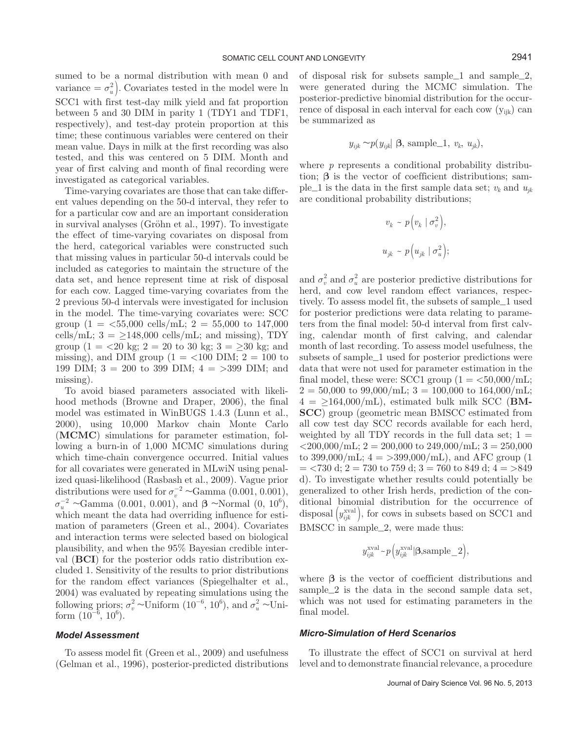sumed to be a normal distribution with mean 0 and variance $= \sigma_u^2$). Covariates tested in the model were ln SCC1 with first test-day milk yield and fat proportion between 5 and 30 DIM in parity 1 (TDY1 and TDF1, respectively), and test-day protein proportion at this time; these continuous variables were centered on their mean value. Days in milk at the first recording was also tested, and this was centered on 5 DIM. Month and year of first calving and month of final recording were investigated as categorical variables.

Time-varying covariates are those that can take different values depending on the 50-d interval, they refer to for a particular cow and are an important consideration in survival analyses (Gröhn et al., 1997). To investigate the effect of time-varying covariates on disposal from the herd, categorical variables were constructed such that missing values in particular 50-d intervals could be included as categories to maintain the structure of the data set, and hence represent time at risk of disposal for each cow. Lagged time-varying covariates from the 2 previous 50-d intervals were investigated for inclusion in the model. The time-varying covariates were: SCC group (1 = <55,000 cells/mL; 2 = 55,000 to 147,000 cells/mL; 3 = ≥148,000 cells/mL; and missing), TDY group (1 = <20 kg; 2 = 20 to 30 kg; 3 = ≥30 kg; and missing), and DIM group (1 = <100 DIM; 2 = 100 to 199 DIM; 3 = 200 to 399 DIM; 4 = >399 DIM; and missing).

To avoid biased parameters associated with likelihood methods (Browne and Draper, 2006), the final model was estimated in WinBUGS 1.4.3 (Lunn et al., 2000), using 10,000 Markov chain Monte Carlo (**MCMC**) simulations for parameter estimation, following a burn-in of 1,000 MCMC simulations during which time-chain convergence occurred. Initial values for all covariates were generated in MLwiN using penalized quasi-likelihood (Rasbash et al., 2009). Vague prior distributions were used for $\sigma_v^{-2}$ ~Gamma (0.001, 0.001), $\sigma_u^{-2}$ ~Gamma (0.001, 0.001), and $\boldsymbol{\beta}$ ~Normal (0, $10^6$), which meant the data had overriding influence for estimation of parameters (Green et al., 2004). Covariates and interaction terms were selected based on biological plausibility, and when the 95% Bayesian credible interval (**BCI**) for the posterior odds ratio distribution excluded 1. Sensitivity of the results to prior distributions for the random effect variances (Spiegelhalter et al., 2004) was evaluated by repeating simulations using the following priors; $\sigma_v^2$ ~Uniform ($10^{-6}$, $10^6$), and $\sigma_u^2$ ~Uniform ($10^{-6}$, $10^6$).

### Model Assessment

To assess model fit (Green et al., 2009) and usefulness (Gelman et al., 1996), posterior-predicted distributions of disposal risk for subsets sample_1 and sample_2, were generated during the MCMC simulation. The posterior-predictive binomial distribution for the occurrence of disposal in each interval for each cow ($y_{ijk}$) can be summarized as

$$y_{ijk} \sim p(y_{ijk} | \boldsymbol{\beta}, \text{sample\_1}, v_k, u_{jk}),$$

where $p$ represents a conditional probability distribution; $\boldsymbol{\beta}$ is the vector of coefficient distributions; sample_1 is the data in the first sample data set; $v_k$ and $u_{jk}$ are conditional probability distributions;

$$v_k \sim p\left(v_k \mid \sigma_v^2\right),$$

$$u_{jk} \sim p\left(u_{jk} \mid \sigma_u^2\right);$$

and $\sigma_v^2$ and $\sigma_u^2$ are posterior predictive distributions for herd, and cow level random effect variances, respectively. To assess model fit, the subsets of sample_1 used for posterior predictions were data relating to parameters from the final model: 50-d interval from first calving, calendar month of first calving, and calendar month of last recording. To assess model usefulness, the subsets of sample_1 used for posterior predictions were data that were not used for parameter estimation in the final model, these were: SCC1 group (1 = <50,000/mL; 2 = 50,000 to 99,000/mL; 3 = 100,000 to 164,000/mL; 4 = ≥164,000/mL), estimated bulk milk SCC (**BMSCC**) group (geometric mean BMSCC estimated from all cow test day SCC records available for each herd, weighted by all TDY records in the full data set; 1 = <200,000/mL; 2 = 200,000 to 249,000/mL; 3 = 250,000 to 399,000/mL; 4 = >399,000/mL), and AFC group (1 = <730 d; 2 = 730 to 759 d; 3 = 760 to 849 d; 4 = >849 d). To investigate whether results could potentially be generalized to other Irish herds, prediction of the conditional binomial distribution for the occurrence of disposal $\left(y_{ijk}^{\text{xval}}\right)$, for cows in subsets based on SCC1 and BMSCC in sample_2, were made thus:

$$y_{ijk}^{\text{xval}} \sim p\left(y_{ijk}^{\text{xval}} | \boldsymbol{\beta}, \text{sample\_2}\right),$$

where $\boldsymbol{\beta}$ is the vector of coefficient distributions and sample_2 is the data in the second sample data set, which was not used for estimating parameters in the final model.

### Micro-Simulation of Herd Scenarios

To illustrate the effect of SCC1 on survival at herd level and to demonstrate financial relevance, a procedure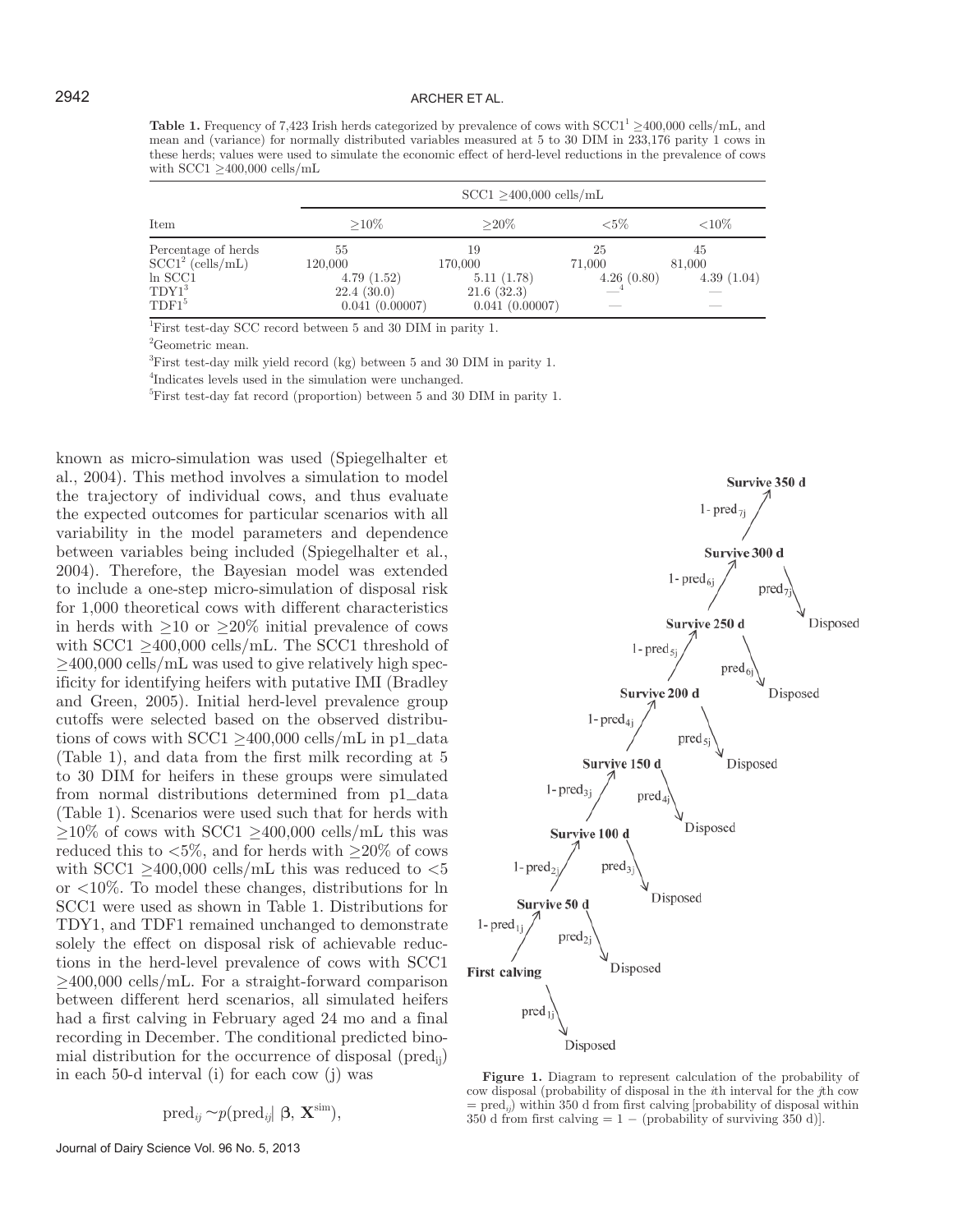**Table 1.** Frequency of 7,423 Irish herds categorized by prevalence of cows with SCC1[1] ≥400,000 cells/mL, and mean and (variance) for normally distributed variables measured at 5 to 30 DIM in 233,176 parity 1 cows in these herds; values were used to simulate the economic effect of herd-level reductions in the prevalence of cows with SCC1 ≥400,000 cells/mL

| Item | SCC1 ≥400,000 cells/mL | | | |
|---|---|---|---|---|
| | ≥10% | ≥20% | <5% | <10% |
| Percentage of herds | 55 | 19 | 25 | 45 |
| SCC1[2] (cells/mL) | 120,000 | 170,000 | 71,000 | 81,000 |
| ln SCC1 | 4.79 (1.52) | 5.11 (1.78) | 4.26 (0.80) | 4.39 (1.04) |
| TDY1[3] | 22.4 (30.0) | 21.6 (32.3) | —[4] | — |
| TDF1[5] | 0.041 (0.00007) | 0.041 (0.00007) | — | — |

[1]First test-day SCC record between 5 and 30 DIM in parity 1.

[2]Geometric mean.

[3]First test-day milk yield record (kg) between 5 and 30 DIM in parity 1.

[4]Indicates levels used in the simulation were unchanged.

[5]First test-day fat record (proportion) between 5 and 30 DIM in parity 1.

known as micro-simulation was used (Spiegelhalter et al., 2004). This method involves a simulation to model the trajectory of individual cows, and thus evaluate the expected outcomes for particular scenarios with all variability in the model parameters and dependence between variables being included (Spiegelhalter et al., 2004). Therefore, the Bayesian model was extended to include a one-step micro-simulation of disposal risk for 1,000 theoretical cows with different characteristics in herds with ≥10 or ≥20% initial prevalence of cows with SCC1 ≥400,000 cells/mL. The SCC1 threshold of ≥400,000 cells/mL was used to give relatively high specificity for identifying heifers with putative IMI (Bradley and Green, 2005). Initial herd-level prevalence group cutoffs were selected based on the observed distributions of cows with SCC1 ≥400,000 cells/mL in p1_data (Table 1), and data from the first milk recording at 5 to 30 DIM for heifers in these groups were simulated from normal distributions determined from p1_data (Table 1). Scenarios were used such that for herds with ≥10% of cows with SCC1 ≥400,000 cells/mL this was reduced this to <5%, and for herds with ≥20% of cows with SCC1 ≥400,000 cells/mL this was reduced to <5 or <10%. To model these changes, distributions for ln SCC1 were used as shown in Table 1. Distributions for TDY1, and TDF1 remained unchanged to demonstrate solely the effect on disposal risk of achievable reductions in the herd-level prevalence of cows with SCC1 ≥400,000 cells/mL. For a straight-forward comparison between different herd scenarios, all simulated heifers had a first calving in February aged 24 mo and a final recording in December. The conditional predicted binomial distribution for the occurrence of disposal ($\text{pred}_{ij}$) in each 50-d interval (i) for each cow (j) was

$$\text{pred}_{ij} \sim p(\text{pred}_{ij} | \, \boldsymbol{\beta}, \, \mathbf{X}^{\text{sim}}),$$

**Figure 1.** Diagram to represent calculation of the probability of cow disposal (probability of disposal in the *i*th interval for the *j*th cow = $\text{pred}_{ij}$) within 350 d from first calving [probability of disposal within 350 d from first calving = 1 − (probability of surviving 350 d)].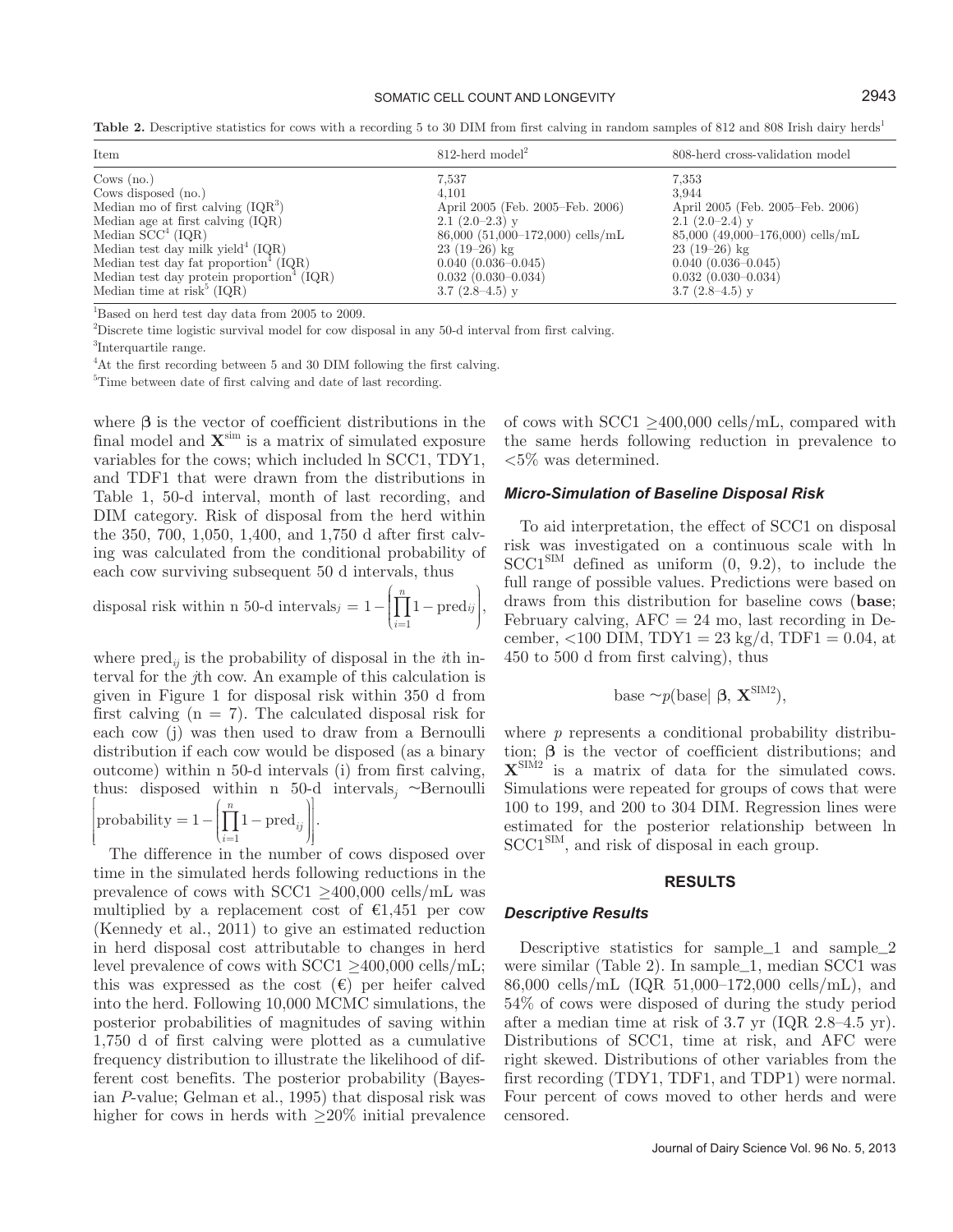**Table 2.** Descriptive statistics for cows with a recording 5 to 30 DIM from first calving in random samples of 812 and 808 Irish dairy herds[1]

| Item | 812-herd model[2] | 808-herd cross-validation model |
|---|---|---|
| Cows (no.) | 7,537 | 7,353 |
| Cows disposed (no.) | 4,101 | 3,944 |
| Median mo of first calving (IQR[3]) | April 2005 (Feb. 2005–Feb. 2006) | April 2005 (Feb. 2005–Feb. 2006) |
| Median age at first calving (IQR) | 2.1 (2.0–2.3) y | 2.1 (2.0–2.4) y |
| Median SCC[4] (IQR) | 86,000 (51,000–172,000) cells/mL | 85,000 (49,000–176,000) cells/mL |
| Median test day milk yield[4] (IQR) | 23 (19–26) kg | 23 (19–26) kg |
| Median test day fat proportion[4] (IQR) | 0.040 (0.036–0.045) | 0.040 (0.036–0.045) |
| Median test day protein proportion[4] (IQR) | 0.032 (0.030–0.034) | 0.032 (0.030–0.034) |
| Median time at risk[5] (IQR) | 3.7 (2.8–4.5) y | 3.7 (2.8–4.5) y |

[1]Based on herd test day data from 2005 to 2009.

[2]Discrete time logistic survival model for cow disposal in any 50-d interval from first calving.

[3]Interquartile range.

[4]At the first recording between 5 and 30 DIM following the first calving.

[5]Time between date of first calving and date of last recording.

where $\boldsymbol{\beta}$ is the vector of coefficient distributions in the final model and $\mathbf{X}^{\text{sim}}$ is a matrix of simulated exposure variables for the cows; which included ln SCC1, TDY1, and TDF1 that were drawn from the distributions in Table 1, 50-d interval, month of last recording, and DIM category. Risk of disposal from the herd within the 350, 700, 1,050, 1,400, and 1,750 d after first calving was calculated from the conditional probability of each cow surviving subsequent 50 d intervals, thus

$$\text{disposal risk within n 50-d intervals}_j = 1 - \left(\prod_{i=1}^{n} 1 - \text{pred}_{ij}\right),$$

where $\text{pred}_{ij}$ is the probability of disposal in the $i$th interval for the $j$th cow. An example of this calculation is given in Figure 1 for disposal risk within 350 d from first calving (n = 7). The calculated disposal risk for each cow (j) was then used to draw from a Bernoulli distribution if each cow would be disposed (as a binary outcome) within n 50-d intervals (i) from first calving, thus: disposed within n 50-d intervals$_j$ ~Bernoulli $\left[\text{probability} = 1 - \left(\prod_{i=1}^{n} 1 - \text{pred}_{ij}\right)\right]$.

The difference in the number of cows disposed over time in the simulated herds following reductions in the prevalence of cows with SCC1 ≥400,000 cells/mL was multiplied by a replacement cost of €1,451 per cow (Kennedy et al., 2011) to give an estimated reduction in herd disposal cost attributable to changes in herd level prevalence of cows with SCC1 ≥400,000 cells/mL; this was expressed as the cost (€) per heifer calved into the herd. Following 10,000 MCMC simulations, the posterior probabilities of magnitudes of saving within 1,750 d of first calving were plotted as a cumulative frequency distribution to illustrate the likelihood of different cost benefits. The posterior probability (Bayesian *P*-value; Gelman et al., 1995) that disposal risk was higher for cows in herds with ≥20% initial prevalence of cows with SCC1 ≥400,000 cells/mL, compared with the same herds following reduction in prevalence to <5% was determined.

### *Micro-Simulation of Baseline Disposal Risk*

To aid interpretation, the effect of SCC1 on disposal risk was investigated on a continuous scale with ln $\text{SCC1}^{\text{SIM}}$ defined as uniform (0, 9.2), to include the full range of possible values. Predictions were based on draws from this distribution for baseline cows (**base**; February calving, AFC = 24 mo, last recording in December, <100 DIM, TDY1 = 23 kg/d, TDF1 = 0.04, at 450 to 500 d from first calving), thus

$$\text{base} \sim p(\text{base} \mid \boldsymbol{\beta}, \mathbf{X}^{\text{SIM2}}),$$

where $p$ represents a conditional probability distribution; $\boldsymbol{\beta}$ is the vector of coefficient distributions; and $\mathbf{X}^{\text{SIM2}}$ is a matrix of data for the simulated cows. Simulations were repeated for groups of cows that were 100 to 199, and 200 to 304 DIM. Regression lines were estimated for the posterior relationship between ln $\text{SCC1}^{\text{SIM}}$, and risk of disposal in each group.

## RESULTS

### *Descriptive Results*

Descriptive statistics for sample_1 and sample_2 were similar (Table 2). In sample_1, median SCC1 was 86,000 cells/mL (IQR 51,000–172,000 cells/mL), and 54% of cows were disposed of during the study period after a median time at risk of 3.7 yr (IQR 2.8–4.5 yr). Distributions of SCC1, time at risk, and AFC were right skewed. Distributions of other variables from the first recording (TDY1, TDF1, and TDP1) were normal. Four percent of cows moved to other herds and were censored.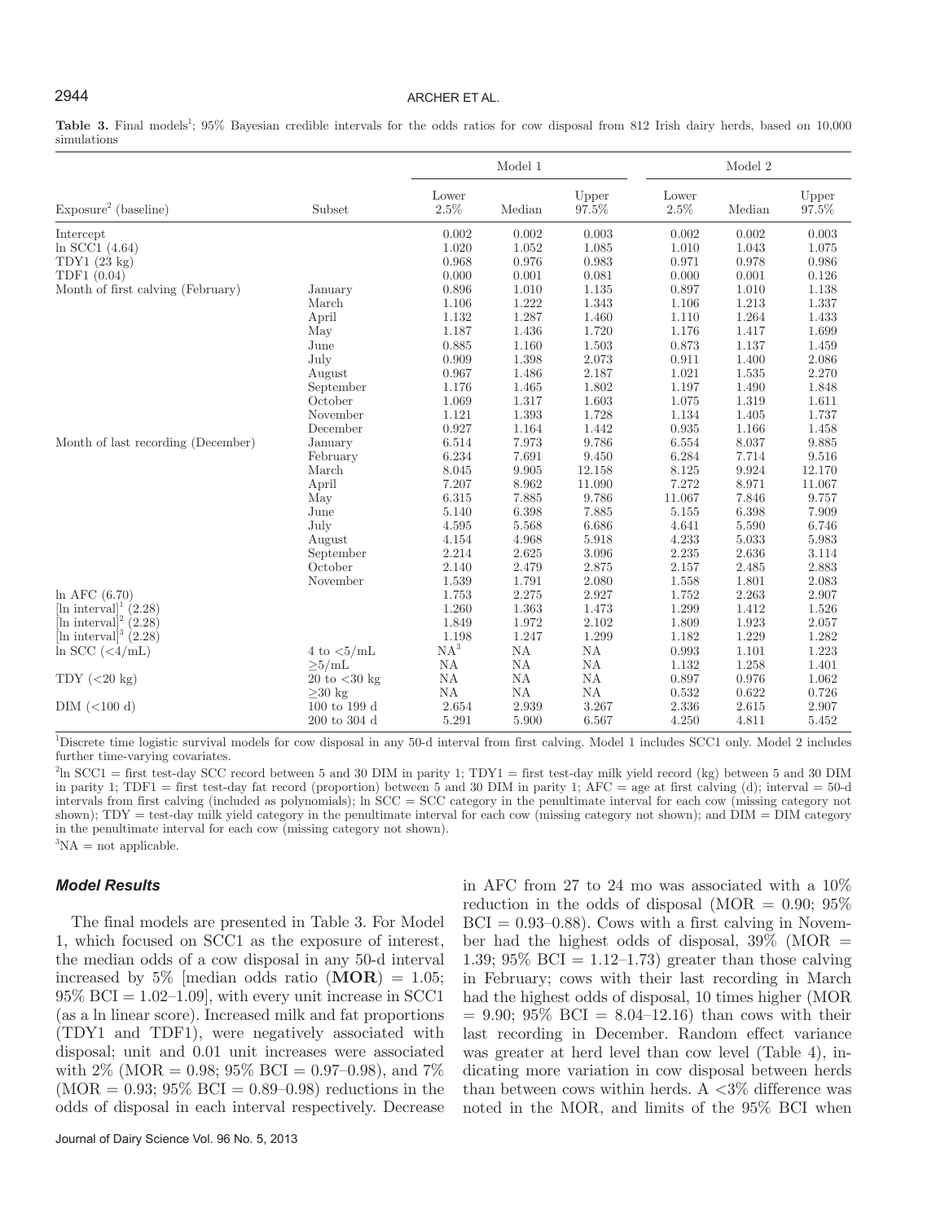**Table 3.** Final models[1]; 95% Bayesian credible intervals for the odds ratios for cow disposal from 812 Irish dairy herds, based on 10,000 simulations

| | | Model 1 | | | Model 2 | | |
|---|---|---|---|---|---|---|---|
| Exposure[2] (baseline) | Subset | Lower 2.5% | Median | Upper 97.5% | Lower 2.5% | Median | Upper 97.5% |
| Intercept | | 0.002 | 0.002 | 0.003 | 0.002 | 0.002 | 0.003 |
| ln SCC1 (4.64) | | 1.020 | 1.052 | 1.085 | 1.010 | 1.043 | 1.075 |
| TDY1 (23 kg) | | 0.968 | 0.976 | 0.983 | 0.971 | 0.978 | 0.986 |
| TDF1 (0.04) | | 0.000 | 0.001 | 0.081 | 0.000 | 0.001 | 0.126 |
| Month of first calving (February) | January | 0.896 | 1.010 | 1.135 | 0.897 | 1.010 | 1.138 |
| | March | 1.106 | 1.222 | 1.343 | 1.106 | 1.213 | 1.337 |
| | April | 1.132 | 1.287 | 1.460 | 1.110 | 1.264 | 1.433 |
| | May | 1.187 | 1.436 | 1.720 | 1.176 | 1.417 | 1.699 |
| | June | 0.885 | 1.160 | 1.503 | 0.873 | 1.137 | 1.459 |
| | July | 0.909 | 1.398 | 2.073 | 0.911 | 1.400 | 2.086 |
| | August | 0.967 | 1.486 | 2.187 | 1.021 | 1.535 | 2.270 |
| | September | 1.176 | 1.465 | 1.802 | 1.197 | 1.490 | 1.848 |
| | October | 1.069 | 1.317 | 1.603 | 1.075 | 1.319 | 1.611 |
| | November | 1.121 | 1.393 | 1.728 | 1.134 | 1.405 | 1.737 |
| | December | 0.927 | 1.164 | 1.442 | 0.935 | 1.166 | 1.458 |
| Month of last recording (December) | January | 6.514 | 7.973 | 9.786 | 6.554 | 8.037 | 9.885 |
| | February | 6.234 | 7.691 | 9.450 | 6.284 | 7.714 | 9.516 |
| | March | 8.045 | 9.905 | 12.158 | 8.125 | 9.924 | 12.170 |
| | April | 7.207 | 8.962 | 11.090 | 7.272 | 8.971 | 11.067 |
| | May | 6.315 | 7.885 | 9.786 | 11.067 | 7.846 | 9.757 |
| | June | 5.140 | 6.398 | 7.885 | 5.155 | 6.398 | 7.909 |
| | July | 4.595 | 5.568 | 6.686 | 4.641 | 5.590 | 6.746 |
| | August | 4.154 | 4.968 | 5.918 | 4.233 | 5.033 | 5.983 |
| | September | 2.214 | 2.625 | 3.096 | 2.235 | 2.636 | 3.114 |
| | October | 2.140 | 2.479 | 2.875 | 2.157 | 2.485 | 2.883 |
| | November | 1.539 | 1.791 | 2.080 | 1.558 | 1.801 | 2.083 |
| ln AFC (6.70) | | 1.753 | 2.275 | 2.927 | 1.752 | 2.263 | 2.907 |
| [ln interval][1] (2.28) | | 1.260 | 1.363 | 1.473 | 1.299 | 1.412 | 1.526 |
| [ln interval][2] (2.28) | | 1.849 | 1.972 | 2.102 | 1.809 | 1.923 | 2.057 |
| [ln interval][3] (2.28) | | 1.198 | 1.247 | 1.299 | 1.182 | 1.229 | 1.282 |
| ln SCC (<4/mL) | 4 to <5/mL | NA[3] | NA | NA | 0.993 | 1.101 | 1.223 |
| | ≥5/mL | NA | NA | NA | 1.132 | 1.258 | 1.401 |
| TDY (<20 kg) | 20 to <30 kg | NA | NA | NA | 0.897 | 0.976 | 1.062 |
| | ≥30 kg | NA | NA | NA | 0.532 | 0.622 | 0.726 |
| DIM (<100 d) | 100 to 199 d | 2.654 | 2.939 | 3.267 | 2.336 | 2.615 | 2.907 |
| | 200 to 304 d | 5.291 | 5.900 | 6.567 | 4.250 | 4.811 | 5.452 |

[1]Discrete time logistic survival models for cow disposal in any 50-d interval from first calving. Model 1 includes SCC1 only. Model 2 includes further time-varying covariates.

[2]ln SCC1 = first test-day SCC record between 5 and 30 DIM in parity 1; TDY1 = first test-day milk yield record (kg) between 5 and 30 DIM in parity 1; TDF1 = first test-day fat record (proportion) between 5 and 30 DIM in parity 1; AFC = age at first calving (d); interval = 50-d intervals from first calving (included as polynomials); ln SCC = SCC category in the penultimate interval for each cow (missing category not shown); TDY = test-day milk yield category in the penultimate interval for each cow (missing category not shown); and DIM = DIM category in the penultimate interval for each cow (missing category not shown).

[3]NA = not applicable.

### *Model Results*

The final models are presented in Table 3. For Model 1, which focused on SCC1 as the exposure of interest, the median odds of a cow disposal in any 50-d interval increased by 5% [median odds ratio (**MOR**) = 1.05; 95% BCI = 1.02–1.09], with every unit increase in SCC1 (as a ln linear score). Increased milk and fat proportions (TDY1 and TDF1), were negatively associated with disposal; unit and 0.01 unit increases were associated with 2% (MOR = 0.98; 95% BCI = 0.97–0.98), and 7% (MOR = 0.93; 95% BCI = 0.89–0.98) reductions in the odds of disposal in each interval respectively. Decrease in AFC from 27 to 24 mo was associated with a 10% reduction in the odds of disposal (MOR = 0.90; 95% BCI = 0.93–0.88). Cows with a first calving in November had the highest odds of disposal, 39% (MOR = 1.39; 95% BCI = 1.12–1.73) greater than those calving in February; cows with their last recording in March had the highest odds of disposal, 10 times higher (MOR = 9.90; 95% BCI = 8.04–12.16) than cows with their last recording in December. Random effect variance was greater at herd level than cow level (Table 4), indicating more variation in cow disposal between herds than between cows within herds. A <3% difference was noted in the MOR, and limits of the 95% BCI when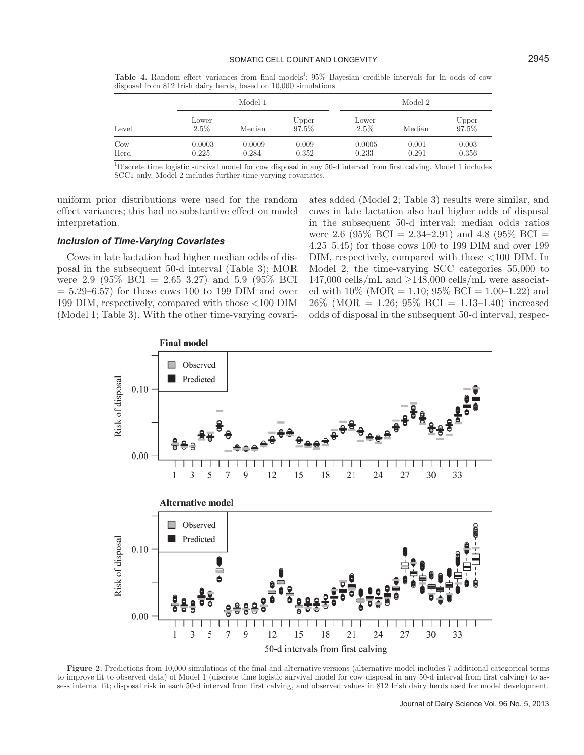**Table 4.** Random effect variances from final models[1]; 95% Bayesian credible intervals for ln odds of cow disposal from 812 Irish dairy herds, based on 10,000 simulations

| | Model 1 | | | Model 2 | | |
|---|---|---|---|---|---|---|
| Level | Lower 2.5% | Median | Upper 97.5% | Lower 2.5% | Median | Upper 97.5% |
| Cow | 0.0003 | 0.0009 | 0.009 | 0.0005 | 0.001 | 0.003 |
| Herd | 0.225 | 0.284 | 0.352 | 0.233 | 0.291 | 0.356 |

[1]Discrete time logistic survival model for cow disposal in any 50-d interval from first calving. Model 1 includes SCC1 only. Model 2 includes further time-varying covariates.

uniform prior distributions were used for the random effect variances; this had no substantive effect on model interpretation.

### *Inclusion of Time-Varying Covariates*

Cows in late lactation had higher median odds of disposal in the subsequent 50-d interval (Table 3); MOR were 2.9 (95% BCI = 2.65–3.27) and 5.9 (95% BCI = 5.29–6.57) for those cows 100 to 199 DIM and over 199 DIM, respectively, compared with those <100 DIM (Model 1; Table 3). With the other time-varying covariates added (Model 2; Table 3) results were similar, and cows in late lactation also had higher odds of disposal in the subsequent 50-d interval; median odds ratios were 2.6 (95% BCI = 2.34–2.91) and 4.8 (95% BCI = 4.25–5.45) for those cows 100 to 199 DIM and over 199 DIM, respectively, compared with those <100 DIM. In Model 2, the time-varying SCC categories 55,000 to 147,000 cells/mL and ≥148,000 cells/mL were associated with 10% (MOR = 1.10; 95% BCI = 1.00–1.22) and 26% (MOR = 1.26; 95% BCI = 1.13–1.40) increased odds of disposal in the subsequent 50-d interval, respec-

**Figure 2.** Predictions from 10,000 simulations of the final and alternative versions (alternative model includes 7 additional categorical terms to improve fit to observed data) of Model 1 (discrete time logistic survival model for cow disposal in any 50-d interval from first calving) to assess internal fit; disposal risk in each 50-d interval from first calving, and observed values in 812 Irish dairy herds used for model development.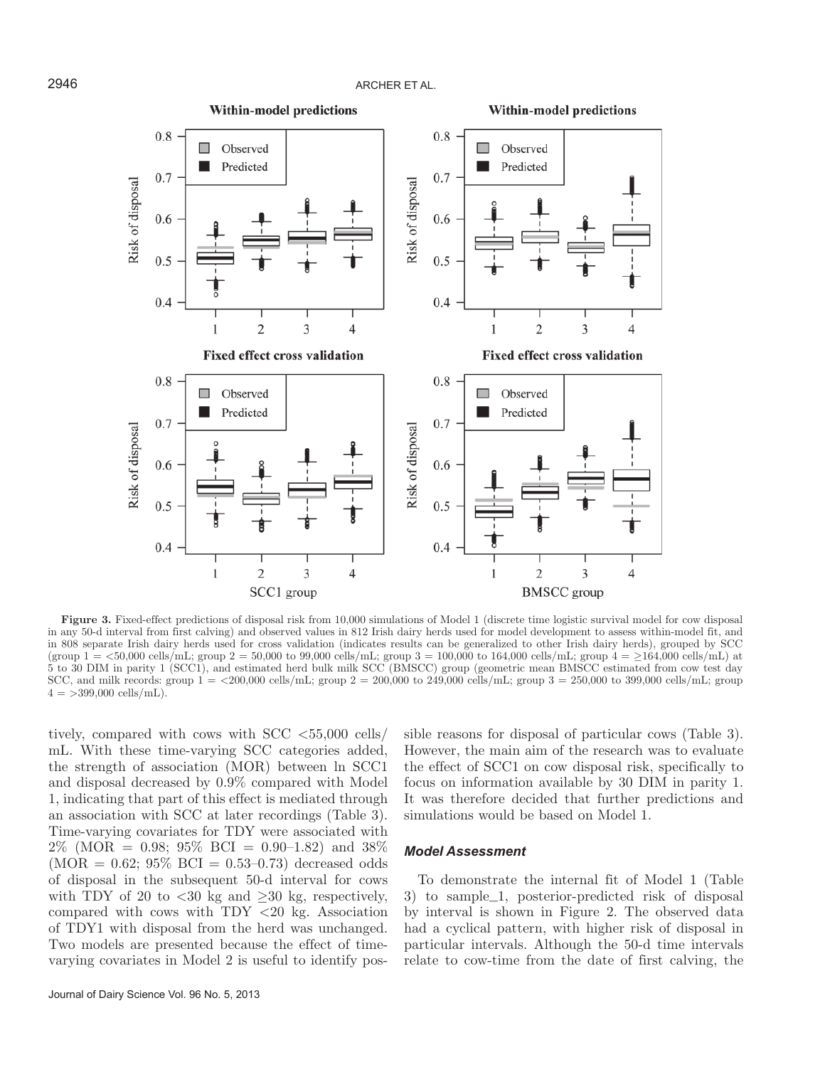Figure 3. Fixed-effect predictions of disposal risk from 10,000 simulations of Model 1 (discrete time logistic survival model for cow disposal in any 50-d interval from first calving) and observed values in 812 Irish dairy herds used for model development to assess within-model fit, and in 808 separate Irish dairy herds used for cross validation (indicates results can be generalized to other Irish dairy herds), grouped by SCC (group 1 = <50,000 cells/mL; group 2 = 50,000 to 99,000 cells/mL; group 3 = 100,000 to 164,000 cells/mL; group 4 = ≥164,000 cells/mL) at 5 to 30 DIM in parity 1 (SCC1), and estimated herd bulk milk SCC (BMSCC) group (geometric mean BMSCC estimated from cow test day SCC, and milk records: group 1 = <200,000 cells/mL; group 2 = 200,000 to 249,000 cells/mL; group 3 = 250,000 to 399,000 cells/mL; group 4 = >399,000 cells/mL).

tively, compared with cows with SCC <55,000 cells/mL. With these time-varying SCC categories added, the strength of association (MOR) between ln SCC1 and disposal decreased by 0.9% compared with Model 1, indicating that part of this effect is mediated through an association with SCC at later recordings (Table 3). Time-varying covariates for TDY were associated with 2% (MOR = 0.98; 95% BCI = 0.90–1.82) and 38% (MOR = 0.62; 95% BCI = 0.53–0.73) decreased odds of disposal in the subsequent 50-d interval for cows with TDY of 20 to <30 kg and ≥30 kg, respectively, compared with cows with TDY <20 kg. Association of TDY1 with disposal from the herd was unchanged. Two models are presented because the effect of time-varying covariates in Model 2 is useful to identify possible reasons for disposal of particular cows (Table 3). However, the main aim of the research was to evaluate the effect of SCC1 on cow disposal risk, specifically to focus on information available by 30 DIM in parity 1. It was therefore decided that further predictions and simulations would be based on Model 1.

### *Model Assessment*

To demonstrate the internal fit of Model 1 (Table 3) to sample_1, posterior-predicted risk of disposal by interval is shown in Figure 2. The observed data had a cyclical pattern, with higher risk of disposal in particular intervals. Although the 50-d time intervals relate to cow-time from the date of first calving, the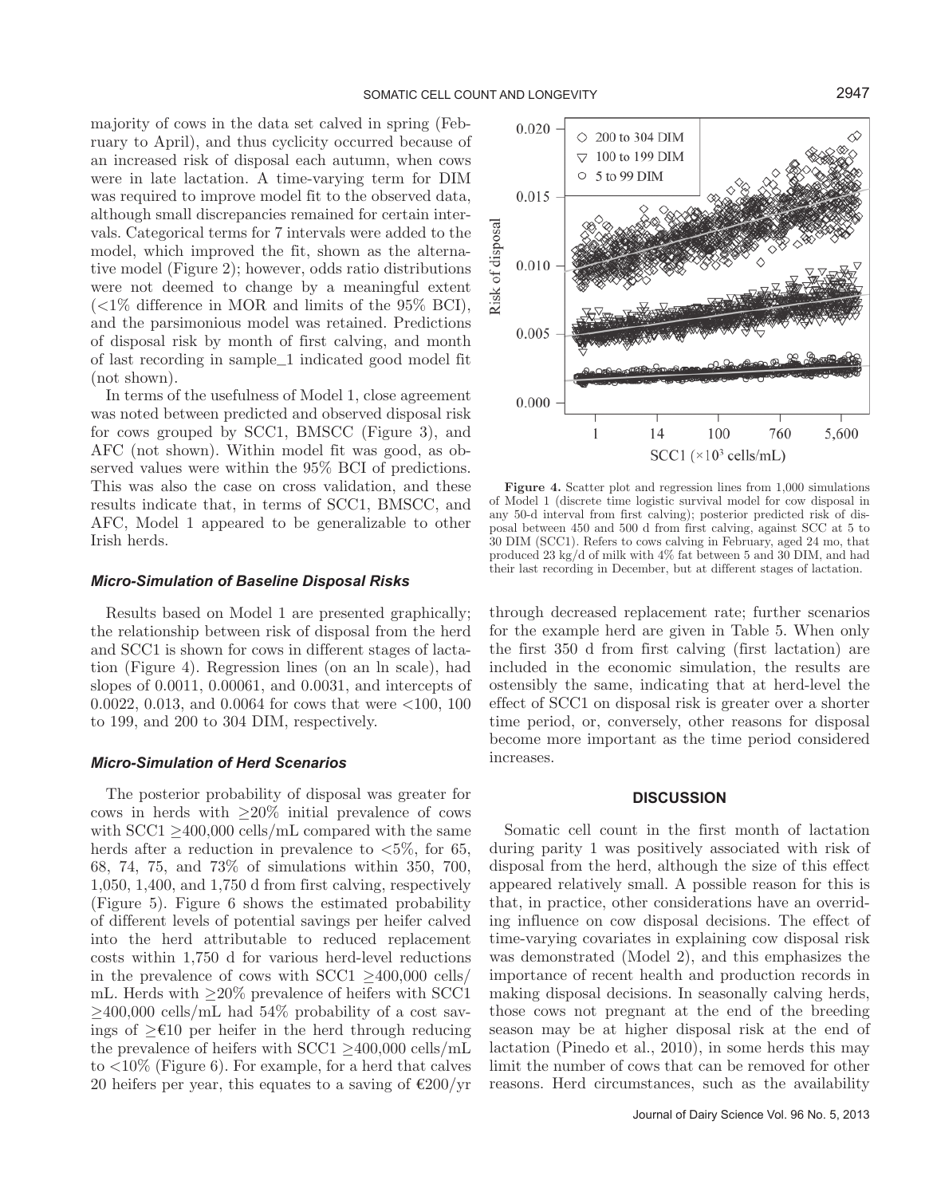majority of cows in the data set calved in spring (February to April), and thus cyclicity occurred because of an increased risk of disposal each autumn, when cows were in late lactation. A time-varying term for DIM was required to improve model fit to the observed data, although small discrepancies remained for certain intervals. Categorical terms for 7 intervals were added to the model, which improved the fit, shown as the alternative model (Figure 2); however, odds ratio distributions were not deemed to change by a meaningful extent (<1% difference in MOR and limits of the 95% BCI), and the parsimonious model was retained. Predictions of disposal risk by month of first calving, and month of last recording in sample_1 indicated good model fit (not shown).

In terms of the usefulness of Model 1, close agreement was noted between predicted and observed disposal risk for cows grouped by SCC1, BMSCC (Figure 3), and AFC (not shown). Within model fit was good, as observed values were within the 95% BCI of predictions. This was also the case on cross validation, and these results indicate that, in terms of SCC1, BMSCC, and AFC, Model 1 appeared to be generalizable to other Irish herds.

### *Micro-Simulation of Baseline Disposal Risks*

Results based on Model 1 are presented graphically; the relationship between risk of disposal from the herd and SCC1 is shown for cows in different stages of lactation (Figure 4). Regression lines (on an ln scale), had slopes of 0.0011, 0.00061, and 0.0031, and intercepts of 0.0022, 0.013, and 0.0064 for cows that were <100, 100 to 199, and 200 to 304 DIM, respectively.

### *Micro-Simulation of Herd Scenarios*

The posterior probability of disposal was greater for cows in herds with ≥20% initial prevalence of cows with SCC1 ≥400,000 cells/mL compared with the same herds after a reduction in prevalence to <5%, for 65, 68, 74, 75, and 73% of simulations within 350, 700, 1,050, 1,400, and 1,750 d from first calving, respectively (Figure 5). Figure 6 shows the estimated probability of different levels of potential savings per heifer calved into the herd attributable to reduced replacement costs within 1,750 d for various herd-level reductions in the prevalence of cows with SCC1 ≥400,000 cells/mL. Herds with ≥20% prevalence of heifers with SCC1 ≥400,000 cells/mL had 54% probability of a cost savings of ≥€10 per heifer in the herd through reducing the prevalence of heifers with SCC1 ≥400,000 cells/mL to <10% (Figure 6). For example, for a herd that calves 20 heifers per year, this equates to a saving of €200/yr

**Figure 4.** Scatter plot and regression lines from 1,000 simulations of Model 1 (discrete time logistic survival model for cow disposal in any 50-d interval from first calving); posterior predicted risk of disposal between 450 and 500 d from first calving, against SCC at 5 to 30 DIM (SCC1). Refers to cows calving in February, aged 24 mo, that produced 23 kg/d of milk with 4% fat between 5 and 30 DIM, and had their last recording in December, but at different stages of lactation.

through decreased replacement rate; further scenarios for the example herd are given in Table 5. When only the first 350 d from first calving (first lactation) are included in the economic simulation, the results are ostensibly the same, indicating that at herd-level the effect of SCC1 on disposal risk is greater over a shorter time period, or, conversely, other reasons for disposal become more important as the time period considered increases.

## DISCUSSION

Somatic cell count in the first month of lactation during parity 1 was positively associated with risk of disposal from the herd, although the size of this effect appeared relatively small. A possible reason for this is that, in practice, other considerations have an overriding influence on cow disposal decisions. The effect of time-varying covariates in explaining cow disposal risk was demonstrated (Model 2), and this emphasizes the importance of recent health and production records in making disposal decisions. In seasonally calving herds, those cows not pregnant at the end of the breeding season may be at higher disposal risk at the end of lactation (Pinedo et al., 2010), in some herds this may limit the number of cows that can be removed for other reasons. Herd circumstances, such as the availability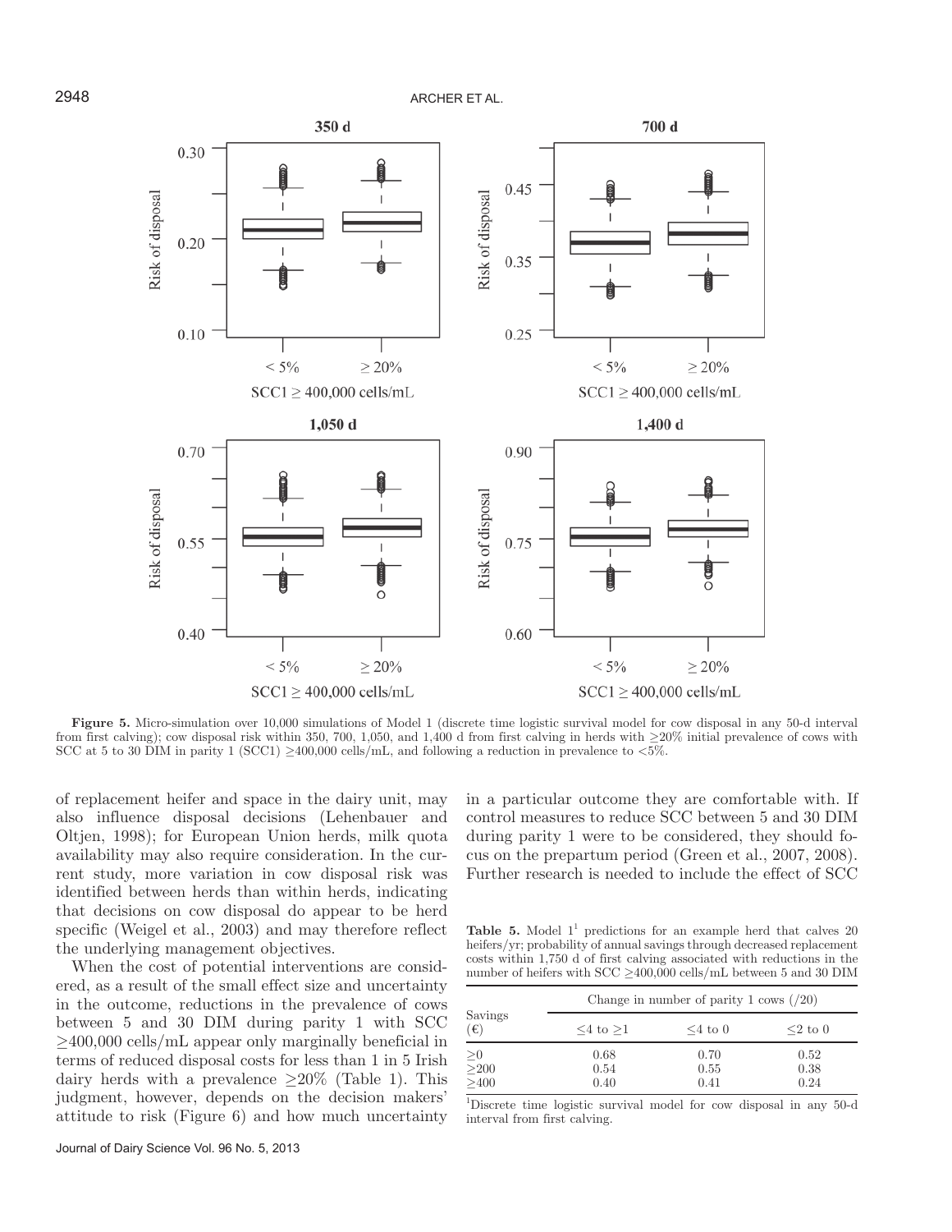**Figure 5.** Micro-simulation over 10,000 simulations of Model 1 (discrete time logistic survival model for cow disposal in any 50-d interval from first calving); cow disposal risk within 350, 700, 1,050, and 1,400 d from first calving in herds with ≥20% initial prevalence of cows with SCC at 5 to 30 DIM in parity 1 (SCC1) ≥400,000 cells/mL, and following a reduction in prevalence to <5%.

of replacement heifer and space in the dairy unit, may also influence disposal decisions (Lehenbauer and Oltjen, 1998); for European Union herds, milk quota availability may also require consideration. In the current study, more variation in cow disposal risk was identified between herds than within herds, indicating that decisions on cow disposal do appear to be herd specific (Weigel et al., 2003) and may therefore reflect the underlying management objectives.

When the cost of potential interventions are considered, as a result of the small effect size and uncertainty in the outcome, reductions in the prevalence of cows between 5 and 30 DIM during parity 1 with SCC ≥400,000 cells/mL appear only marginally beneficial in terms of reduced disposal costs for less than 1 in 5 Irish dairy herds with a prevalence ≥20% (Table 1). This judgment, however, depends on the decision makers' attitude to risk (Figure 6) and how much uncertainty in a particular outcome they are comfortable with. If control measures to reduce SCC between 5 and 30 DIM during parity 1 were to be considered, they should focus on the prepartum period (Green et al., 2007, 2008). Further research is needed to include the effect of SCC

**Table 5.** Model 1[1] predictions for an example herd that calves 20 heifers/yr; probability of annual savings through decreased replacement costs within 1,750 d of first calving associated with reductions in the number of heifers with SCC ≥400,000 cells/mL between 5 and 30 DIM

| Savings (€) | Change in number of parity 1 cows (/20) | | |
|---|---|---|---|
| | ≤4 to ≥1 | ≤4 to 0 | ≤2 to 0 |
| ≥0 | 0.68 | 0.70 | 0.52 |
| ≥200 | 0.54 | 0.55 | 0.38 |
| ≥400 | 0.40 | 0.41 | 0.24 |

[1]Discrete time logistic survival model for cow disposal in any 50-d interval from first calving.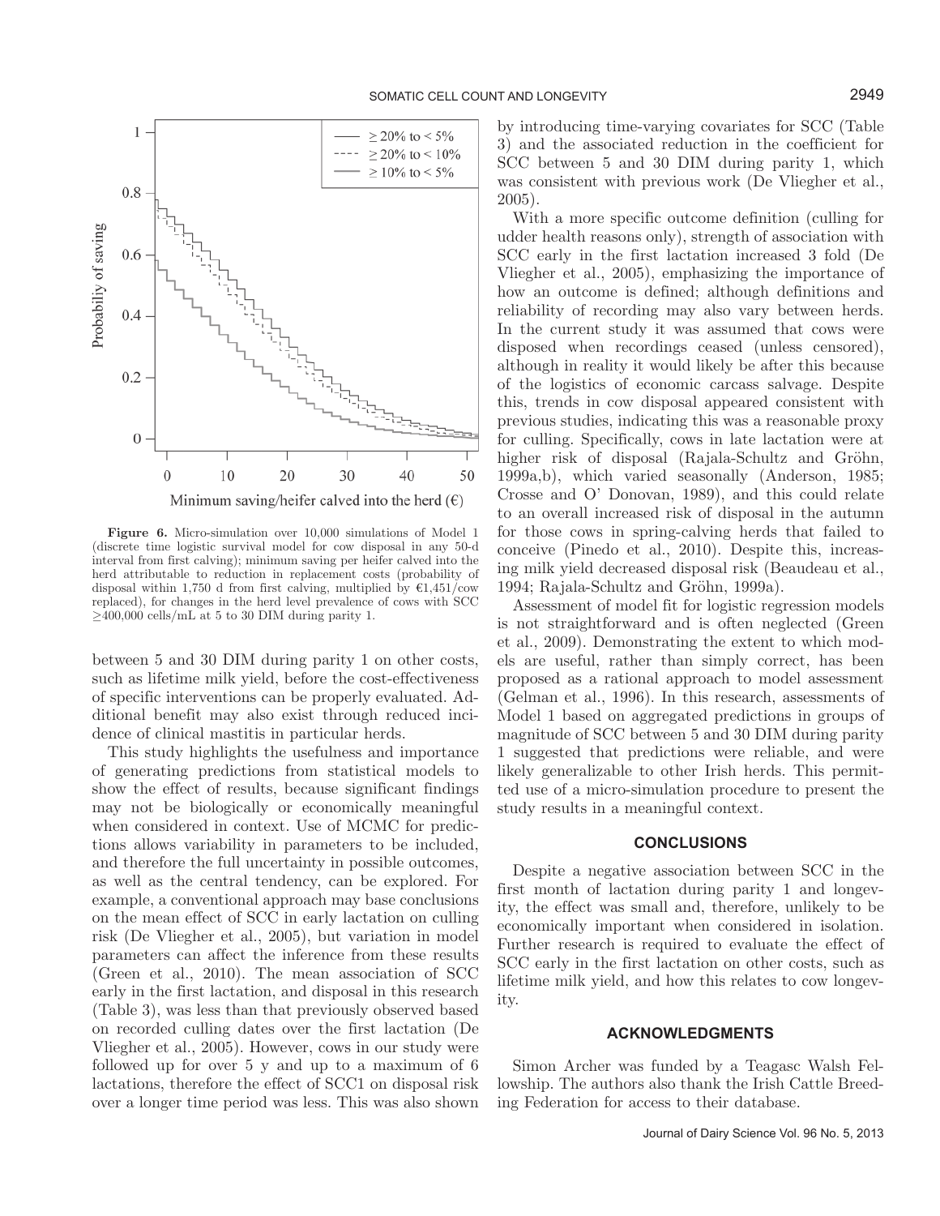**Figure 6.** Micro-simulation over 10,000 simulations of Model 1 (discrete time logistic survival model for cow disposal in any 50-d interval from first calving); minimum saving per heifer calved into the herd attributable to reduction in replacement costs (probability of disposal within 1,750 d from first calving, multiplied by €1,451/cow replaced), for changes in the herd level prevalence of cows with SCC ≥400,000 cells/mL at 5 to 30 DIM during parity 1.

between 5 and 30 DIM during parity 1 on other costs, such as lifetime milk yield, before the cost-effectiveness of specific interventions can be properly evaluated. Additional benefit may also exist through reduced incidence of clinical mastitis in particular herds.

This study highlights the usefulness and importance of generating predictions from statistical models to show the effect of results, because significant findings may not be biologically or economically meaningful when considered in context. Use of MCMC for predictions allows variability in parameters to be included, and therefore the full uncertainty in possible outcomes, as well as the central tendency, can be explored. For example, a conventional approach may base conclusions on the mean effect of SCC in early lactation on culling risk (De Vliegher et al., 2005), but variation in model parameters can affect the inference from these results (Green et al., 2010). The mean association of SCC early in the first lactation, and disposal in this research (Table 3), was less than that previously observed based on recorded culling dates over the first lactation (De Vliegher et al., 2005). However, cows in our study were followed up for over 5 y and up to a maximum of 6 lactations, therefore the effect of SCC1 on disposal risk over a longer time period was less. This was also shown by introducing time-varying covariates for SCC (Table 3) and the associated reduction in the coefficient for SCC between 5 and 30 DIM during parity 1, which was consistent with previous work (De Vliegher et al., 2005).

With a more specific outcome definition (culling for udder health reasons only), strength of association with SCC early in the first lactation increased 3 fold (De Vliegher et al., 2005), emphasizing the importance of how an outcome is defined; although definitions and reliability of recording may also vary between herds. In the current study it was assumed that cows were disposed when recordings ceased (unless censored), although in reality it would likely be after this because of the logistics of economic carcass salvage. Despite this, trends in cow disposal appeared consistent with previous studies, indicating this was a reasonable proxy for culling. Specifically, cows in late lactation were at higher risk of disposal (Rajala-Schultz and Gröhn, 1999a,b), which varied seasonally (Anderson, 1985; Crosse and O' Donovan, 1989), and this could relate to an overall increased risk of disposal in the autumn for those cows in spring-calving herds that failed to conceive (Pinedo et al., 2010). Despite this, increasing milk yield decreased disposal risk (Beaudeau et al., 1994; Rajala-Schultz and Gröhn, 1999a).

Assessment of model fit for logistic regression models is not straightforward and is often neglected (Green et al., 2009). Demonstrating the extent to which models are useful, rather than simply correct, has been proposed as a rational approach to model assessment (Gelman et al., 1996). In this research, assessments of Model 1 based on aggregated predictions in groups of magnitude of SCC between 5 and 30 DIM during parity 1 suggested that predictions were reliable, and were likely generalizable to other Irish herds. This permitted use of a micro-simulation procedure to present the study results in a meaningful context.

## CONCLUSIONS

Despite a negative association between SCC in the first month of lactation during parity 1 and longevity, the effect was small and, therefore, unlikely to be economically important when considered in isolation. Further research is required to evaluate the effect of SCC early in the first lactation on other costs, such as lifetime milk yield, and how this relates to cow longevity.

## ACKNOWLEDGMENTS

Simon Archer was funded by a Teagasc Walsh Fellowship. The authors also thank the Irish Cattle Breeding Federation for access to their database.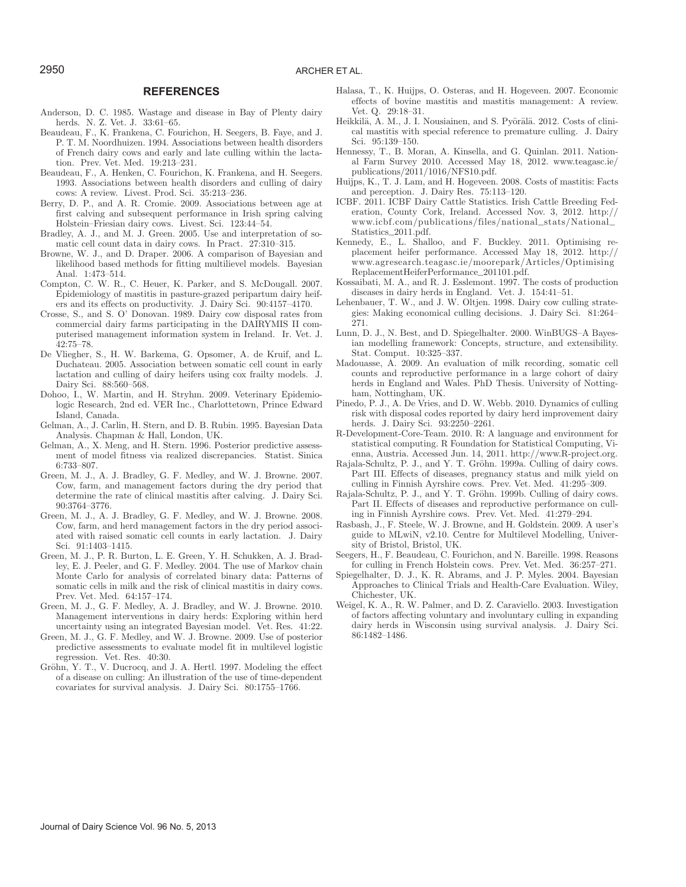## REFERENCES

Anderson, D. C. 1985. Wastage and disease in Bay of Plenty dairy herds. N. Z. Vet. J. 33:61–65.

Beaudeau, F., K. Frankena, C. Fourichon, H. Seegers, B. Faye, and J. P. T. M. Noordhuizen. 1994. Associations between health disorders of French dairy cows and early and late culling within the lactation. Prev. Vet. Med. 19:213–231.

Beaudeau, F., A. Henken, C. Fourichon, K. Frankena, and H. Seegers. 1993. Associations between health disorders and culling of dairy cows: A review. Livest. Prod. Sci. 35:213–236.

Berry, D. P., and A. R. Cromie. 2009. Associations between age at first calving and subsequent performance in Irish spring calving Holstein–Friesian dairy cows. Livest. Sci. 123:44–54.

Bradley, A. J., and M. J. Green. 2005. Use and interpretation of somatic cell count data in dairy cows. In Pract. 27:310–315.

Browne, W. J., and D. Draper. 2006. A comparison of Bayesian and likelihood based methods for fitting multilevel models. Bayesian Anal. 1:473–514.

Compton, C. W. R., C. Heuer, K. Parker, and S. McDougall. 2007. Epidemiology of mastitis in pasture-grazed peripartum dairy heifers and its effects on productivity. J. Dairy Sci. 90:4157–4170.

Crosse, S., and S. O' Donovan. 1989. Dairy cow disposal rates from commercial dairy farms participating in the DAIRYMIS II computerised management information system in Ireland. Ir. Vet. J. 42:75–78.

De Vliegher, S., H. W. Barkema, G. Opsomer, A. de Kruif, and L. Duchateau. 2005. Association between somatic cell count in early lactation and culling of dairy heifers using cox frailty models. J. Dairy Sci. 88:560–568.

Dohoo, I., W. Martin, and H. Stryhm. 2009. Veterinary Epidemiologic Research, 2nd ed. VER Inc., Charlottetown, Prince Edward Island, Canada.

Gelman, A., J. Carlin, H. Stern, and D. B. Rubin. 1995. Bayesian Data Analysis. Chapman & Hall, London, UK.

Gelman, A., X. Meng, and H. Stern. 1996. Posterior predictive assessment of model fitness via realized discrepancies. Statist. Sinica 6:733–807.

Green, M. J., A. J. Bradley, G. F. Medley, and W. J. Browne. 2007. Cow, farm, and management factors during the dry period that determine the rate of clinical mastitis after calving. J. Dairy Sci. 90:3764–3776.

Green, M. J., A. J. Bradley, G. F. Medley, and W. J. Browne. 2008. Cow, farm, and herd management factors in the dry period associated with raised somatic cell counts in early lactation. J. Dairy Sci. 91:1403–1415.

Green, M. J., P. R. Burton, L. E. Green, Y. H. Schukken, A. J. Bradley, E. J. Peeler, and G. F. Medley. 2004. The use of Markov chain Monte Carlo for analysis of correlated binary data: Patterns of somatic cells in milk and the risk of clinical mastitis in dairy cows. Prev. Vet. Med. 64:157–174.

Green, M. J., G. F. Medley, A. J. Bradley, and W. J. Browne. 2010. Management interventions in dairy herds: Exploring within herd uncertainty using an integrated Bayesian model. Vet. Res. 41:22.

Green, M. J., G. F. Medley, and W. J. Browne. 2009. Use of posterior predictive assessments to evaluate model fit in multilevel logistic regression. Vet. Res. 40:30.

Gröhn, Y. T., V. Ducrocq, and J. A. Hertl. 1997. Modeling the effect of a disease on culling: An illustration of the use of time-dependent covariates for survival analysis. J. Dairy Sci. 80:1755–1766.

Halasa, T., K. Huijps, O. Osteras, and H. Hogeveen. 2007. Economic effects of bovine mastitis and mastitis management: A review. Vet. Q. 29:18–31.

Heikkilä, A. M., J. I. Nousiainen, and S. Pyörälä. 2012. Costs of clinical mastitis with special reference to premature culling. J. Dairy Sci. 95:139–150.

Hennessy, T., B. Moran, A. Kinsella, and G. Quinlan. 2011. National Farm Survey 2010. Accessed May 18, 2012. www.teagasc.ie/publications/2011/1016/NFS10.pdf.

Huijps, K., T. J. Lam, and H. Hogeveen. 2008. Costs of mastitis: Facts and perception. J. Dairy Res. 75:113–120.

ICBF. 2011. ICBF Dairy Cattle Statistics. Irish Cattle Breeding Federation, County Cork, Ireland. Accessed Nov. 3, 2012. http://www.icbf.com/publications/files/national_stats/National_Statistics_2011.pdf.

Kennedy, E., L. Shalloo, and F. Buckley. 2011. Optimising replacement heifer performance. Accessed May 18, 2012. http://www.agresearch.teagasc.ie/moorepark/Articles/OptimisingReplacementHeiferPerformance_201101.pdf.

Kossaibati, M. A., and R. J. Esslemont. 1997. The costs of production diseases in dairy herds in England. Vet. J. 154:41–51.

Lehenbauer, T. W., and J. W. Oltjen. 1998. Dairy cow culling strategies: Making economical culling decisions. J. Dairy Sci. 81:264–271.

Lunn, D. J., N. Best, and D. Spiegelhalter. 2000. WinBUGS–A Bayesian modelling framework: Concepts, structure, and extensibility. Stat. Comput. 10:325–337.

Madouasse, A. 2009. An evaluation of milk recording, somatic cell counts and reproductive performance in a large cohort of dairy herds in England and Wales. PhD Thesis. University of Nottingham, Nottingham, UK.

Pinedo, P. J., A. De Vries, and D. W. Webb. 2010. Dynamics of culling risk with disposal codes reported by dairy herd improvement dairy herds. J. Dairy Sci. 93:2250–2261.

R-Development-Core-Team. 2010. R: A language and environment for statistical computing. R Foundation for Statistical Computing, Vienna, Austria. Accessed Jun. 14, 2011. http://www.R-project.org.

Rajala-Schultz, P. J., and Y. T. Gröhn. 1999a. Culling of dairy cows. Part III. Effects of diseases, pregnancy status and milk yield on culling in Finnish Ayrshire cows. Prev. Vet. Med. 41:295–309.

Rajala-Schultz, P. J., and Y. T. Gröhn. 1999b. Culling of dairy cows. Part II. Effects of diseases and reproductive performance on culling in Finnish Ayrshire cows. Prev. Vet. Med. 41:279–294.

Rasbash, J., F. Steele, W. J. Browne, and H. Goldstein. 2009. A user's guide to MLwiN, v2.10. Centre for Multilevel Modelling, University of Bristol, Bristol, UK.

Seegers, H., F. Beaudeau, C. Fourichon, and N. Bareille. 1998. Reasons for culling in French Holstein cows. Prev. Vet. Med. 36:257–271.

Spiegelhalter, D. J., K. R. Abrams, and J. P. Myles. 2004. Bayesian Approaches to Clinical Trials and Health-Care Evaluation. Wiley, Chichester, UK.

Weigel, K. A., R. W. Palmer, and D. Z. Caraviello. 2003. Investigation of factors affecting voluntary and involuntary culling in expanding dairy herds in Wisconsin using survival analysis. J. Dairy Sci. 86:1482–1486.